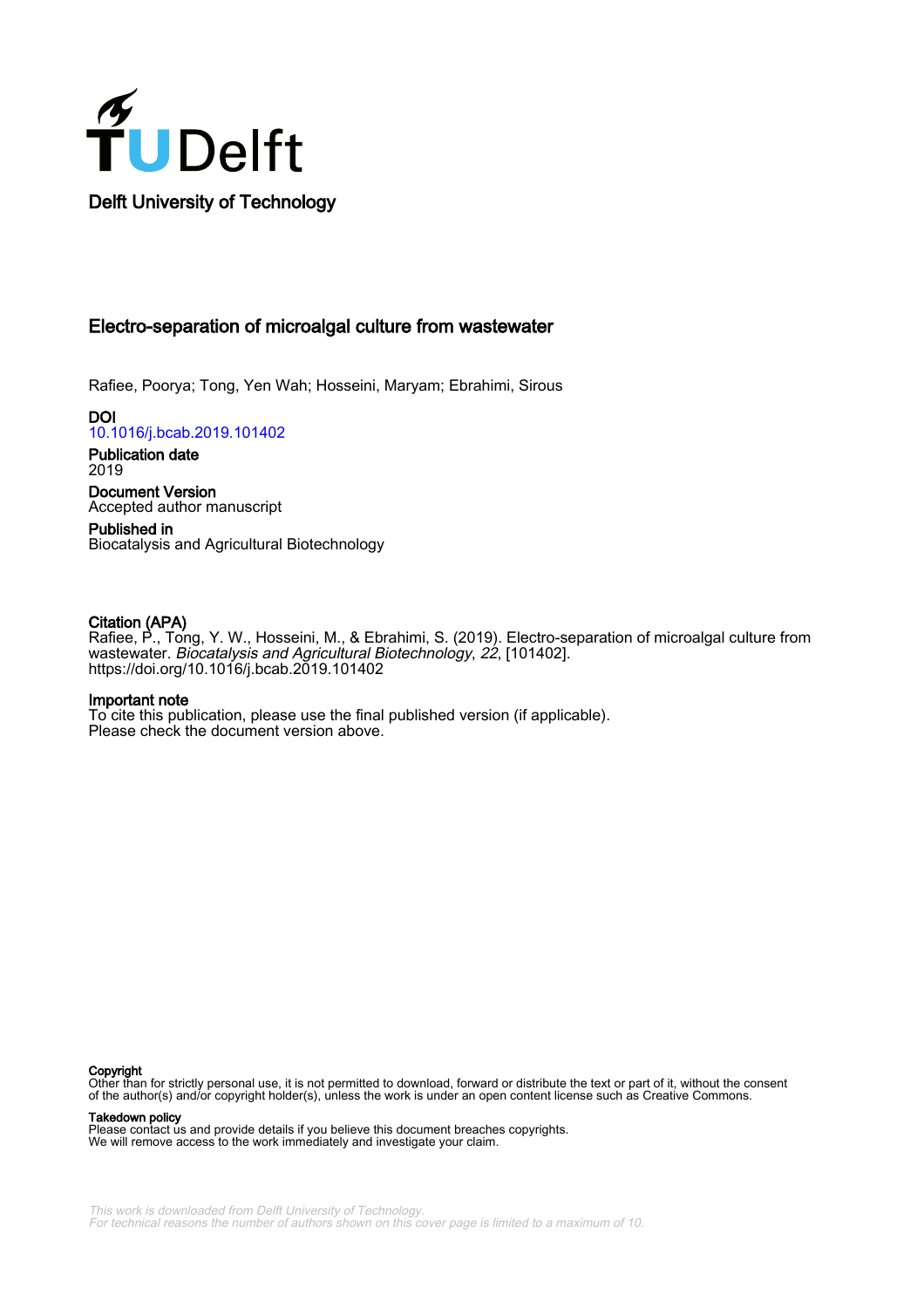Delft University of Technology

# Electro-separation of microalgal culture from wastewater

Rafiee, Poorya; Tong, Yen Wah; Hosseini, Maryam; Ebrahimi, Sirous

**DOI**
10.1016/j.bcab.2019.101402

**Publication date**
2019

**Document Version**
Accepted author manuscript

**Published in**
Biocatalysis and Agricultural Biotechnology

**Citation (APA)**
Rafiee, P., Tong, Y. W., Hosseini, M., & Ebrahimi, S. (2019). Electro-separation of microalgal culture from wastewater. *Biocatalysis and Agricultural Biotechnology*, *22*, [101402]. https://doi.org/10.1016/j.bcab.2019.101402

**Important note**
To cite this publication, please use the final published version (if applicable).
Please check the document version above.

**Copyright**
Other than for strictly personal use, it is not permitted to download, forward or distribute the text or part of it, without the consent of the author(s) and/or copyright holder(s), unless the work is under an open content license such as Creative Commons.

**Takedown policy**
Please contact us and provide details if you believe this document breaches copyrights.
We will remove access to the work immediately and investigate your claim.

This work is downloaded from Delft University of Technology.
For technical reasons the number of authors shown on this cover page is limited to a maximum of 10.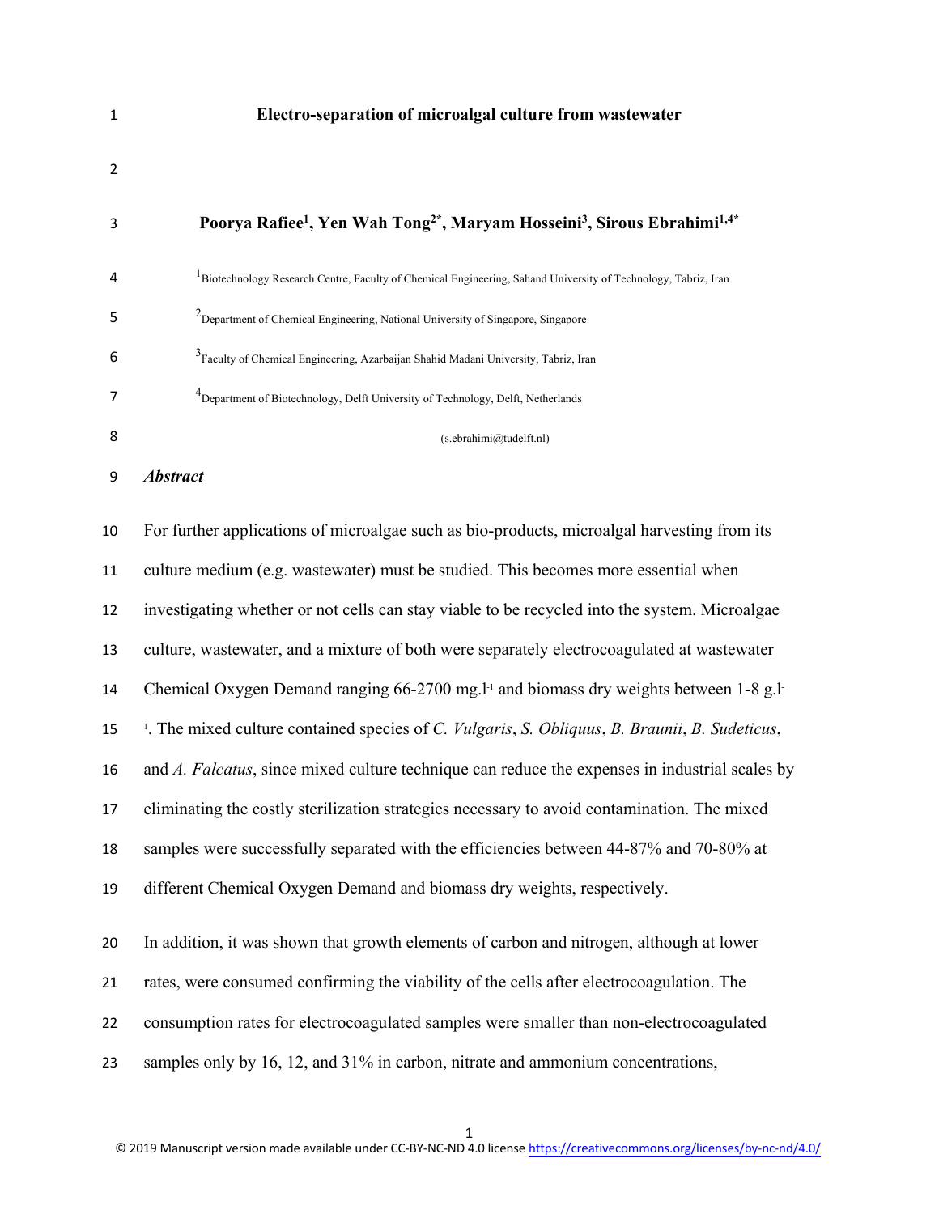# Electro-separation of microalgal culture from wastewater

**Poorya Rafiee[1], Yen Wah Tong[2*], Maryam Hosseini[3], Sirous Ebrahimi[1,4*]**

[1]Biotechnology Research Centre, Faculty of Chemical Engineering, Sahand University of Technology, Tabriz, Iran

[2]Department of Chemical Engineering, National University of Singapore, Singapore

[3]Faculty of Chemical Engineering, Azarbaijan Shahid Madani University, Tabriz, Iran

[4]Department of Biotechnology, Delft University of Technology, Delft, Netherlands

(s.ebrahimi@tudelft.nl)

***Abstract***

For further applications of microalgae such as bio-products, microalgal harvesting from its culture medium (e.g. wastewater) must be studied. This becomes more essential when investigating whether or not cells can stay viable to be recycled into the system. Microalgae culture, wastewater, and a mixture of both were separately electrocoagulated at wastewater Chemical Oxygen Demand ranging 66-2700 $mg.l^{-1}$ and biomass dry weights between 1-8 $g.l^{-1}$. The mixed culture contained species of *C. Vulgaris*, *S. Obliquus*, *B. Braunii*, *B. Sudeticus*, and *A. Falcatus*, since mixed culture technique can reduce the expenses in industrial scales by eliminating the costly sterilization strategies necessary to avoid contamination. The mixed samples were successfully separated with the efficiencies between 44-87% and 70-80% at different Chemical Oxygen Demand and biomass dry weights, respectively.

In addition, it was shown that growth elements of carbon and nitrogen, although at lower rates, were consumed confirming the viability of the cells after electrocoagulation. The consumption rates for electrocoagulated samples were smaller than non-electrocoagulated samples only by 16, 12, and 31% in carbon, nitrate and ammonium concentrations,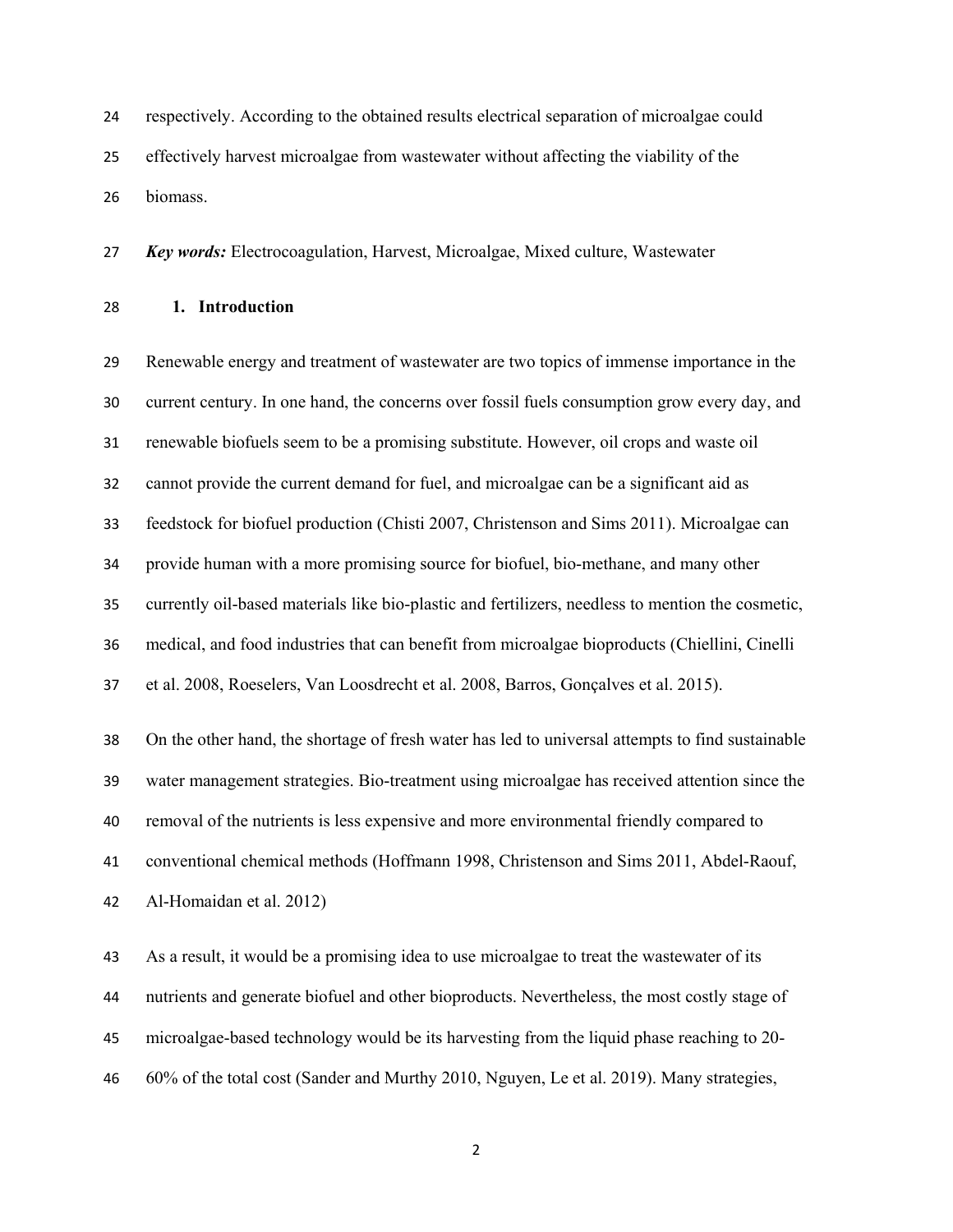respectively. According to the obtained results electrical separation of microalgae could effectively harvest microalgae from wastewater without affecting the viability of the biomass.

***Key words:*** Electrocoagulation, Harvest, Microalgae, Mixed culture, Wastewater

## 1. Introduction

Renewable energy and treatment of wastewater are two topics of immense importance in the current century. In one hand, the concerns over fossil fuels consumption grow every day, and renewable biofuels seem to be a promising substitute. However, oil crops and waste oil cannot provide the current demand for fuel, and microalgae can be a significant aid as feedstock for biofuel production (Chisti 2007, Christenson and Sims 2011). Microalgae can provide human with a more promising source for biofuel, bio-methane, and many other currently oil-based materials like bio-plastic and fertilizers, needless to mention the cosmetic, medical, and food industries that can benefit from microalgae bioproducts (Chiellini, Cinelli et al. 2008, Roeselers, Van Loosdrecht et al. 2008, Barros, Gonçalves et al. 2015).

On the other hand, the shortage of fresh water has led to universal attempts to find sustainable water management strategies. Bio-treatment using microalgae has received attention since the removal of the nutrients is less expensive and more environmental friendly compared to conventional chemical methods (Hoffmann 1998, Christenson and Sims 2011, Abdel-Raouf, Al-Homaidan et al. 2012)

As a result, it would be a promising idea to use microalgae to treat the wastewater of its nutrients and generate biofuel and other bioproducts. Nevertheless, the most costly stage of microalgae-based technology would be its harvesting from the liquid phase reaching to 20-60% of the total cost (Sander and Murthy 2010, Nguyen, Le et al. 2019). Many strategies,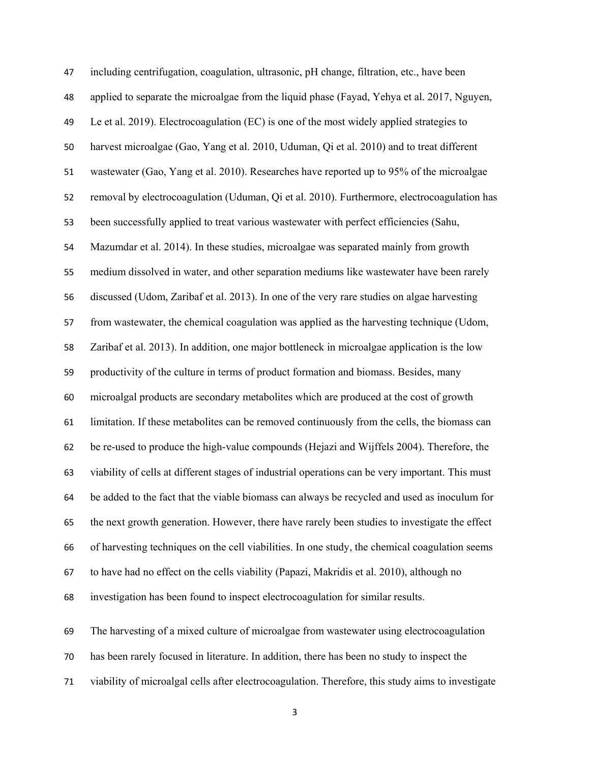including centrifugation, coagulation, ultrasonic, pH change, filtration, etc., have been applied to separate the microalgae from the liquid phase (Fayad, Yehya et al. 2017, Nguyen, Le et al. 2019). Electrocoagulation (EC) is one of the most widely applied strategies to harvest microalgae (Gao, Yang et al. 2010, Uduman, Qi et al. 2010) and to treat different wastewater (Gao, Yang et al. 2010). Researches have reported up to 95% of the microalgae removal by electrocoagulation (Uduman, Qi et al. 2010). Furthermore, electrocoagulation has been successfully applied to treat various wastewater with perfect efficiencies (Sahu, Mazumdar et al. 2014). In these studies, microalgae was separated mainly from growth medium dissolved in water, and other separation mediums like wastewater have been rarely discussed (Udom, Zaribaf et al. 2013). In one of the very rare studies on algae harvesting from wastewater, the chemical coagulation was applied as the harvesting technique (Udom, Zaribaf et al. 2013). In addition, one major bottleneck in microalgae application is the low productivity of the culture in terms of product formation and biomass. Besides, many microalgal products are secondary metabolites which are produced at the cost of growth limitation. If these metabolites can be removed continuously from the cells, the biomass can be re-used to produce the high-value compounds (Hejazi and Wijffels 2004). Therefore, the viability of cells at different stages of industrial operations can be very important. This must be added to the fact that the viable biomass can always be recycled and used as inoculum for the next growth generation. However, there have rarely been studies to investigate the effect of harvesting techniques on the cell viabilities. In one study, the chemical coagulation seems to have had no effect on the cells viability (Papazi, Makridis et al. 2010), although no investigation has been found to inspect electrocoagulation for similar results.

The harvesting of a mixed culture of microalgae from wastewater using electrocoagulation has been rarely focused in literature. In addition, there has been no study to inspect the viability of microalgal cells after electrocoagulation. Therefore, this study aims to investigate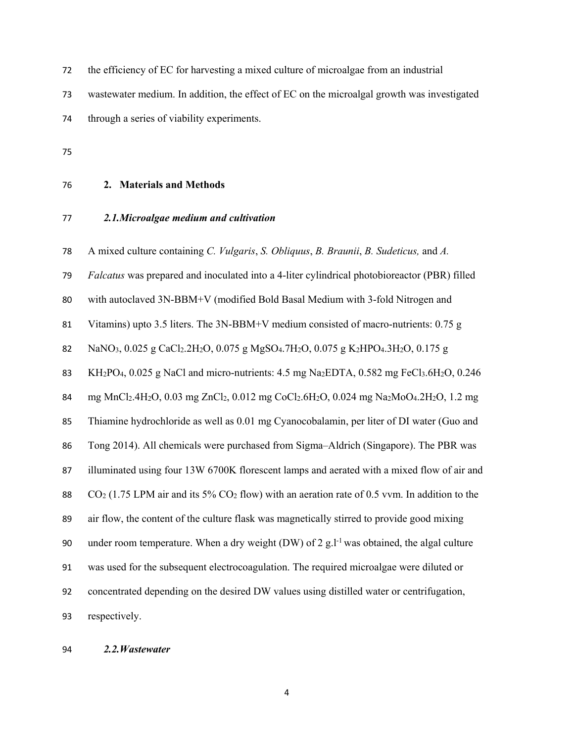the efficiency of EC for harvesting a mixed culture of microalgae from an industrial wastewater medium. In addition, the effect of EC on the microalgal growth was investigated through a series of viability experiments.

## 2. Materials and Methods

### *2.1. Microalgae medium and cultivation*

A mixed culture containing *C. Vulgaris*, *S. Obliquus*, *B. Braunii*, *B. Sudeticus,* and *A. Falcatus* was prepared and inoculated into a 4-liter cylindrical photobioreactor (PBR) filled with autoclaved 3N-BBM+V (modified Bold Basal Medium with 3-fold Nitrogen and Vitamins) upto 3.5 liters. The 3N-BBM+V medium consisted of macro-nutrients: 0.75 g $NaNO_3$, 0.025 g $CaCl_2.2H_2O$, 0.075 g $MgSO_4.7H_2O$, 0.075 g $K_2HPO_4.3H_2O$, 0.175 g $KH_2PO_4$, 0.025 g NaCl and micro-nutrients: 4.5 mg $Na_2EDTA$, 0.582 mg $FeCl_3.6H_2O$, 0.246 mg $MnCl_2.4H_2O$, 0.03 mg $ZnCl_2$, 0.012 mg $CoCl_2.6H_2O$, 0.024 mg $Na_2MoO_4.2H_2O$, 1.2 mg Thiamine hydrochloride as well as 0.01 mg Cyanocobalamin, per liter of DI water (Guo and Tong 2014). All chemicals were purchased from Sigma–Aldrich (Singapore). The PBR was illuminated using four 13W 6700K florescent lamps and aerated with a mixed flow of air and $CO_2$ (1.75 LPM air and its 5% $CO_2$ flow) with an aeration rate of 0.5 vvm. In addition to the air flow, the content of the culture flask was magnetically stirred to provide good mixing under room temperature. When a dry weight (DW) of 2 $g.l^{-1}$ was obtained, the algal culture was used for the subsequent electrocoagulation. The required microalgae were diluted or concentrated depending on the desired DW values using distilled water or centrifugation, respectively.

### *2.2. Wastewater*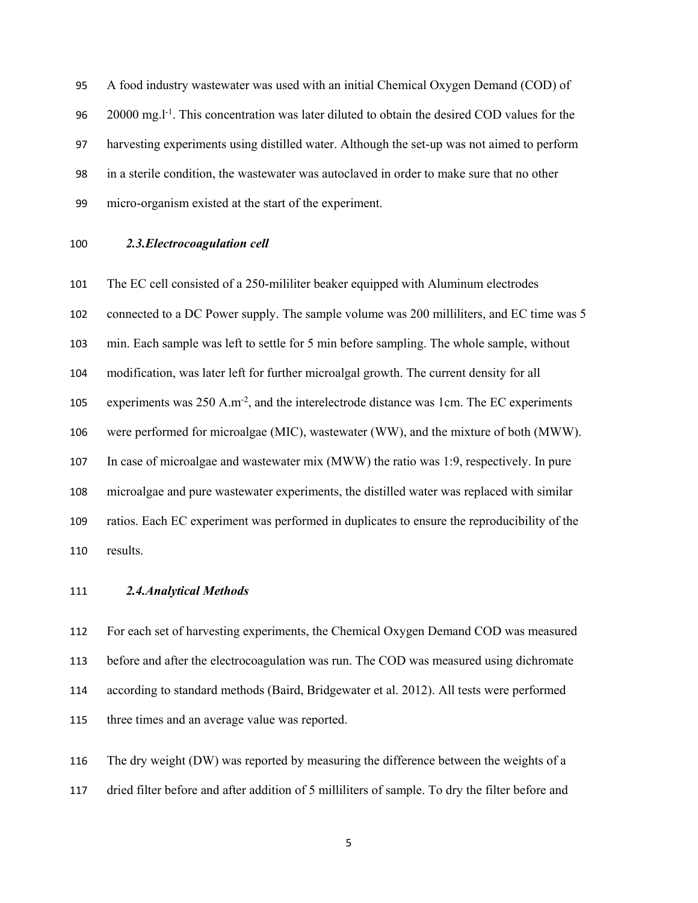A food industry wastewater was used with an initial Chemical Oxygen Demand (COD) of 20000 mg.l$^{-1}$. This concentration was later diluted to obtain the desired COD values for the harvesting experiments using distilled water. Although the set-up was not aimed to perform in a sterile condition, the wastewater was autoclaved in order to make sure that no other micro-organism existed at the start of the experiment.

### *2.3.Electrocoagulation cell*

The EC cell consisted of a 250-mililiter beaker equipped with Aluminum electrodes connected to a DC Power supply. The sample volume was 200 milliliters, and EC time was 5 min. Each sample was left to settle for 5 min before sampling. The whole sample, without modification, was later left for further microalgal growth. The current density for all experiments was 250 A.m$^{-2}$, and the interelectrode distance was 1cm. The EC experiments were performed for microalgae (MIC), wastewater (WW), and the mixture of both (MWW). In case of microalgae and wastewater mix (MWW) the ratio was 1:9, respectively. In pure microalgae and pure wastewater experiments, the distilled water was replaced with similar ratios. Each EC experiment was performed in duplicates to ensure the reproducibility of the results.

### *2.4.Analytical Methods*

For each set of harvesting experiments, the Chemical Oxygen Demand COD was measured before and after the electrocoagulation was run. The COD was measured using dichromate according to standard methods (Baird, Bridgewater et al. 2012). All tests were performed three times and an average value was reported.

The dry weight (DW) was reported by measuring the difference between the weights of a dried filter before and after addition of 5 milliliters of sample. To dry the filter before and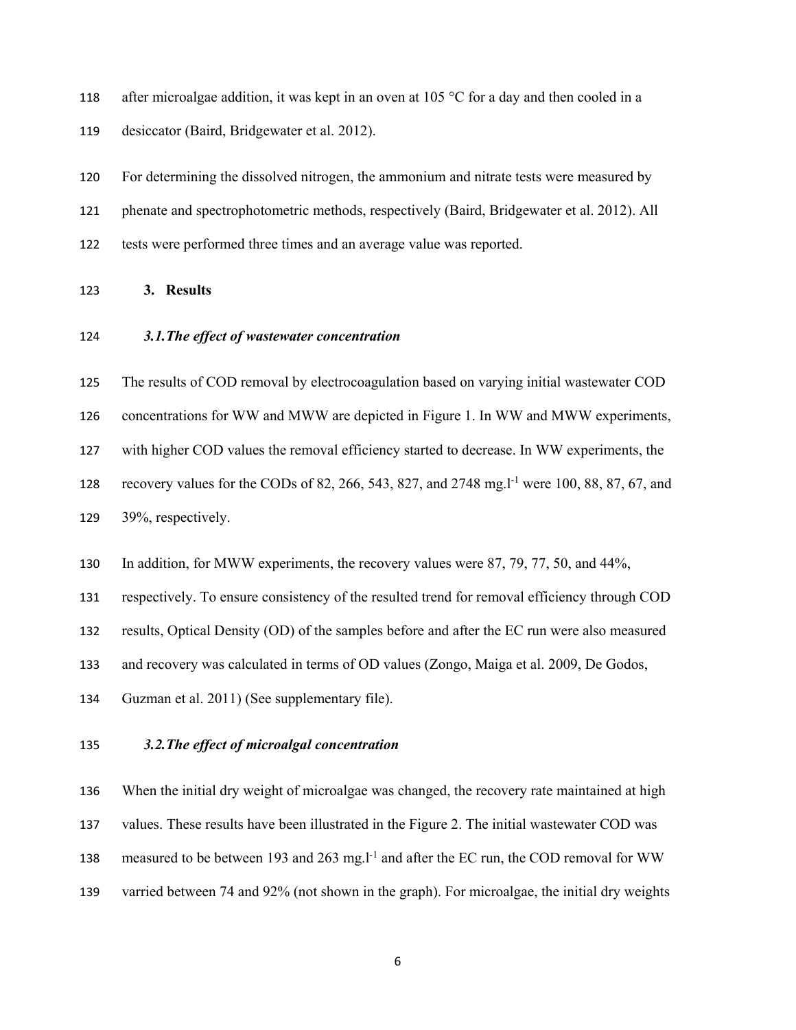after microalgae addition, it was kept in an oven at 105 °C for a day and then cooled in a desiccator (Baird, Bridgewater et al. 2012).

For determining the dissolved nitrogen, the ammonium and nitrate tests were measured by phenate and spectrophotometric methods, respectively (Baird, Bridgewater et al. 2012). All tests were performed three times and an average value was reported.

## 3. Results

### *3.1. The effect of wastewater concentration*

The results of COD removal by electrocoagulation based on varying initial wastewater COD concentrations for WW and MWW are depicted in Figure 1. In WW and MWW experiments, with higher COD values the removal efficiency started to decrease. In WW experiments, the recovery values for the CODs of 82, 266, 543, 827, and 2748 $mg.l^{-1}$ were 100, 88, 87, 67, and 39%, respectively.

In addition, for MWW experiments, the recovery values were 87, 79, 77, 50, and 44%, respectively. To ensure consistency of the resulted trend for removal efficiency through COD results, Optical Density (OD) of the samples before and after the EC run were also measured and recovery was calculated in terms of OD values (Zongo, Maiga et al. 2009, De Godos, Guzman et al. 2011) (See supplementary file).

### *3.2. The effect of microalgal concentration*

When the initial dry weight of microalgae was changed, the recovery rate maintained at high values. These results have been illustrated in the Figure 2. The initial wastewater COD was measured to be between 193 and 263 $mg.l^{-1}$ and after the EC run, the COD removal for WW varried between 74 and 92% (not shown in the graph). For microalgae, the initial dry weights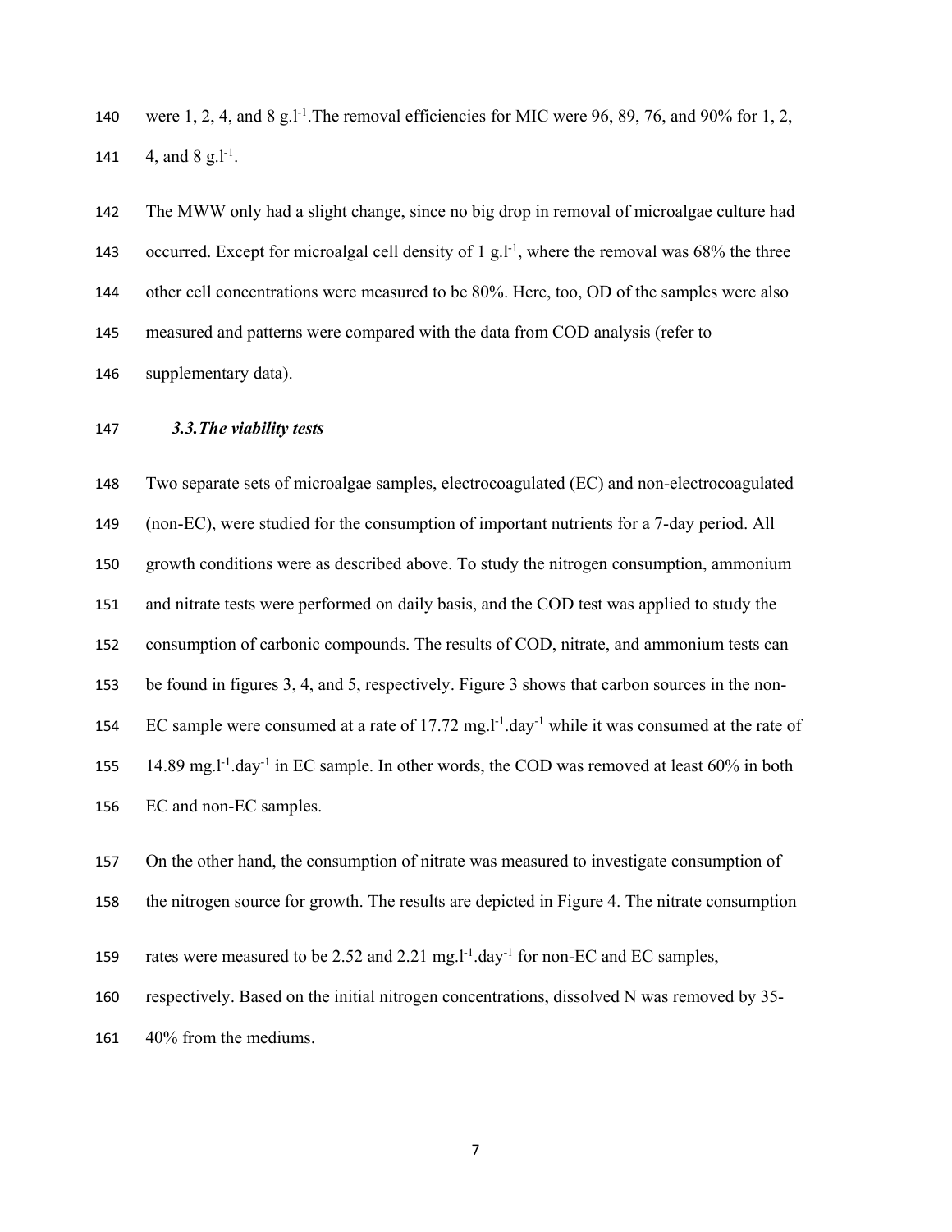were 1, 2, 4, and 8 $g.l^{-1}$.The removal efficiencies for MIC were 96, 89, 76, and 90% for 1, 2, 4, and 8 $g.l^{-1}$.

The MWW only had a slight change, since no big drop in removal of microalgae culture had occurred. Except for microalgal cell density of 1 $g.l^{-1}$, where the removal was 68% the three other cell concentrations were measured to be 80%. Here, too, OD of the samples were also measured and patterns were compared with the data from COD analysis (refer to supplementary data).

### *3.3.The viability tests*

Two separate sets of microalgae samples, electrocoagulated (EC) and non-electrocoagulated (non-EC), were studied for the consumption of important nutrients for a 7-day period. All growth conditions were as described above. To study the nitrogen consumption, ammonium and nitrate tests were performed on daily basis, and the COD test was applied to study the consumption of carbonic compounds. The results of COD, nitrate, and ammonium tests can be found in figures 3, 4, and 5, respectively. Figure 3 shows that carbon sources in the non-EC sample were consumed at a rate of 17.72 $mg.l^{-1}.day^{-1}$ while it was consumed at the rate of 14.89 $mg.l^{-1}.day^{-1}$ in EC sample. In other words, the COD was removed at least 60% in both EC and non-EC samples.

On the other hand, the consumption of nitrate was measured to investigate consumption of the nitrogen source for growth. The results are depicted in Figure 4. The nitrate consumption rates were measured to be 2.52 and 2.21 $mg.l^{-1}.day^{-1}$ for non-EC and EC samples, respectively. Based on the initial nitrogen concentrations, dissolved N was removed by 35-40% from the mediums.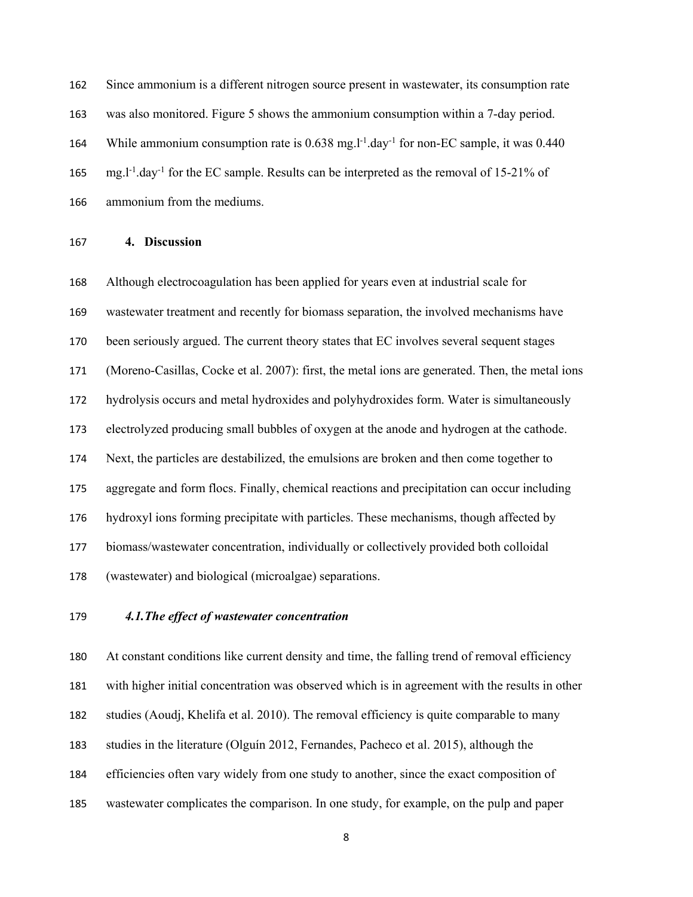Since ammonium is a different nitrogen source present in wastewater, its consumption rate was also monitored. Figure 5 shows the ammonium consumption within a 7-day period. While ammonium consumption rate is 0.638 $mg.l^{-1}.day^{-1}$ for non-EC sample, it was 0.440 $mg.l^{-1}.day^{-1}$ for the EC sample. Results can be interpreted as the removal of 15-21% of ammonium from the mediums.

## 4. Discussion

Although electrocoagulation has been applied for years even at industrial scale for wastewater treatment and recently for biomass separation, the involved mechanisms have been seriously argued. The current theory states that EC involves several sequent stages (Moreno-Casillas, Cocke et al. 2007): first, the metal ions are generated. Then, the metal ions hydrolysis occurs and metal hydroxides and polyhydroxides form. Water is simultaneously electrolyzed producing small bubbles of oxygen at the anode and hydrogen at the cathode. Next, the particles are destabilized, the emulsions are broken and then come together to aggregate and form flocs. Finally, chemical reactions and precipitation can occur including hydroxyl ions forming precipitate with particles. These mechanisms, though affected by biomass/wastewater concentration, individually or collectively provided both colloidal (wastewater) and biological (microalgae) separations.

### *4.1. The effect of wastewater concentration*

At constant conditions like current density and time, the falling trend of removal efficiency with higher initial concentration was observed which is in agreement with the results in other studies (Aoudj, Khelifa et al. 2010). The removal efficiency is quite comparable to many studies in the literature (Olguín 2012, Fernandes, Pacheco et al. 2015), although the efficiencies often vary widely from one study to another, since the exact composition of wastewater complicates the comparison. In one study, for example, on the pulp and paper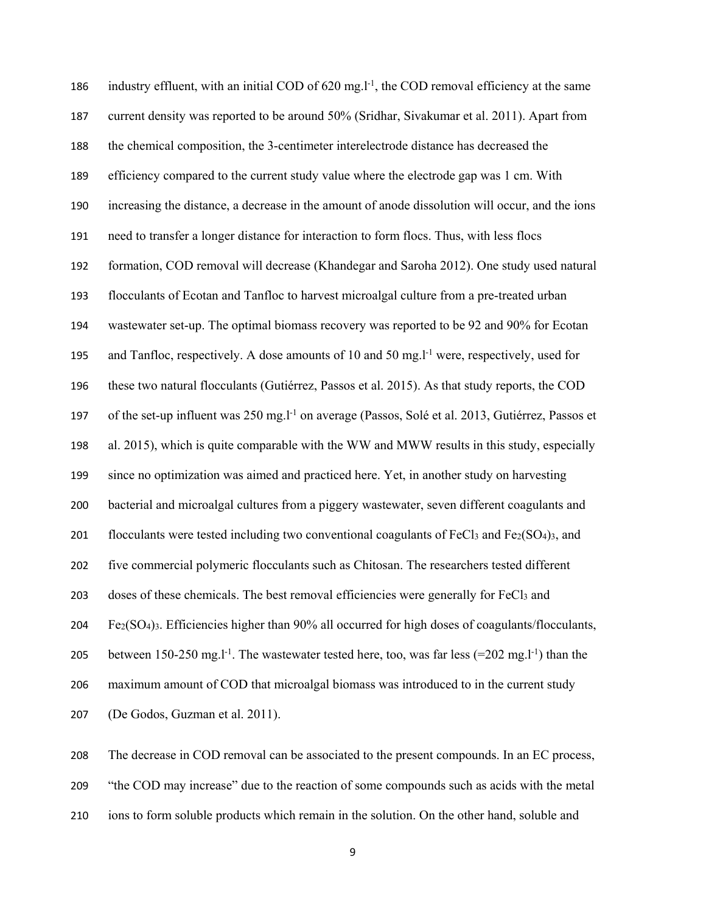industry effluent, with an initial COD of 620 mg.l$^{-1}$, the COD removal efficiency at the same current density was reported to be around 50% (Sridhar, Sivakumar et al. 2011). Apart from the chemical composition, the 3-centimeter interelectrode distance has decreased the efficiency compared to the current study value where the electrode gap was 1 cm. With increasing the distance, a decrease in the amount of anode dissolution will occur, and the ions need to transfer a longer distance for interaction to form flocs. Thus, with less flocs formation, COD removal will decrease (Khandegar and Saroha 2012). One study used natural flocculants of Ecotan and Tanfloc to harvest microalgal culture from a pre-treated urban wastewater set-up. The optimal biomass recovery was reported to be 92 and 90% for Ecotan and Tanfloc, respectively. A dose amounts of 10 and 50 mg.l$^{-1}$ were, respectively, used for these two natural flocculants (Gutiérrez, Passos et al. 2015). As that study reports, the COD of the set-up influent was 250 mg.l$^{-1}$ on average (Passos, Solé et al. 2013, Gutiérrez, Passos et al. 2015), which is quite comparable with the WW and MWW results in this study, especially since no optimization was aimed and practiced here. Yet, in another study on harvesting bacterial and microalgal cultures from a piggery wastewater, seven different coagulants and flocculants were tested including two conventional coagulants of $FeCl_3$ and $Fe_2(SO_4)_3$, and five commercial polymeric flocculants such as Chitosan. The researchers tested different doses of these chemicals. The best removal efficiencies were generally for $FeCl_3$ and $Fe_2(SO_4)_3$. Efficiencies higher than 90% all occurred for high doses of coagulants/flocculants, between 150-250 mg.l$^{-1}$. The wastewater tested here, too, was far less (=202 mg.l$^{-1}$) than the maximum amount of COD that microalgal biomass was introduced to in the current study (De Godos, Guzman et al. 2011).

The decrease in COD removal can be associated to the present compounds. In an EC process, "the COD may increase" due to the reaction of some compounds such as acids with the metal ions to form soluble products which remain in the solution. On the other hand, soluble and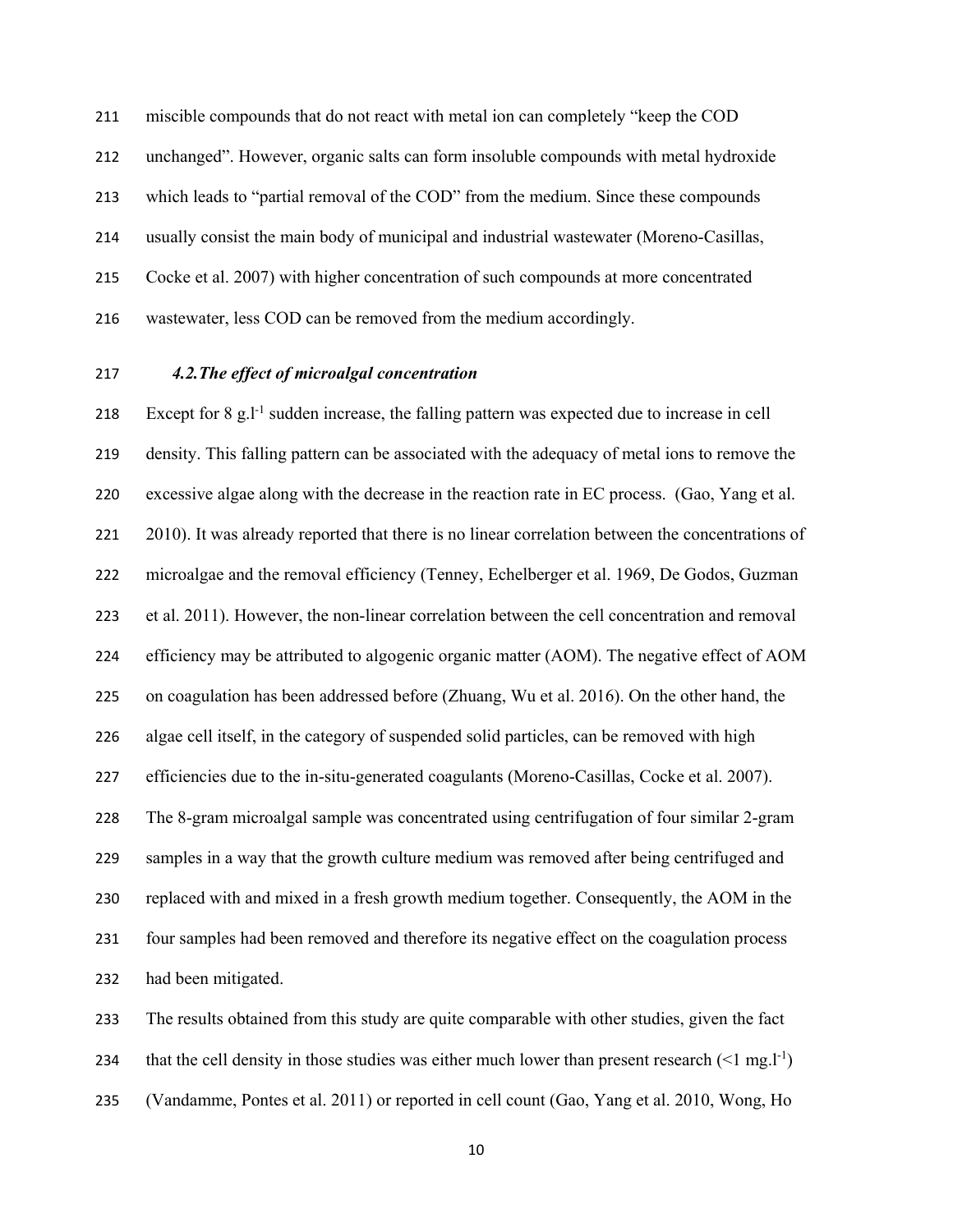miscible compounds that do not react with metal ion can completely "keep the COD unchanged". However, organic salts can form insoluble compounds with metal hydroxide which leads to "partial removal of the COD" from the medium. Since these compounds usually consist the main body of municipal and industrial wastewater (Moreno-Casillas, Cocke et al. 2007) with higher concentration of such compounds at more concentrated wastewater, less COD can be removed from the medium accordingly.

### *4.2.The effect of microalgal concentration*

Except for 8 $g.l^{-1}$ sudden increase, the falling pattern was expected due to increase in cell density. This falling pattern can be associated with the adequacy of metal ions to remove the excessive algae along with the decrease in the reaction rate in EC process. (Gao, Yang et al. 2010). It was already reported that there is no linear correlation between the concentrations of microalgae and the removal efficiency (Tenney, Echelberger et al. 1969, De Godos, Guzman et al. 2011). However, the non-linear correlation between the cell concentration and removal efficiency may be attributed to algogenic organic matter (AOM). The negative effect of AOM on coagulation has been addressed before (Zhuang, Wu et al. 2016). On the other hand, the algae cell itself, in the category of suspended solid particles, can be removed with high efficiencies due to the in-situ-generated coagulants (Moreno-Casillas, Cocke et al. 2007). The 8-gram microalgal sample was concentrated using centrifugation of four similar 2-gram samples in a way that the growth culture medium was removed after being centrifuged and replaced with and mixed in a fresh growth medium together. Consequently, the AOM in the four samples had been removed and therefore its negative effect on the coagulation process had been mitigated.

The results obtained from this study are quite comparable with other studies, given the fact that the cell density in those studies was either much lower than present research (<1 $mg.l^{-1}$) (Vandamme, Pontes et al. 2011) or reported in cell count (Gao, Yang et al. 2010, Wong, Ho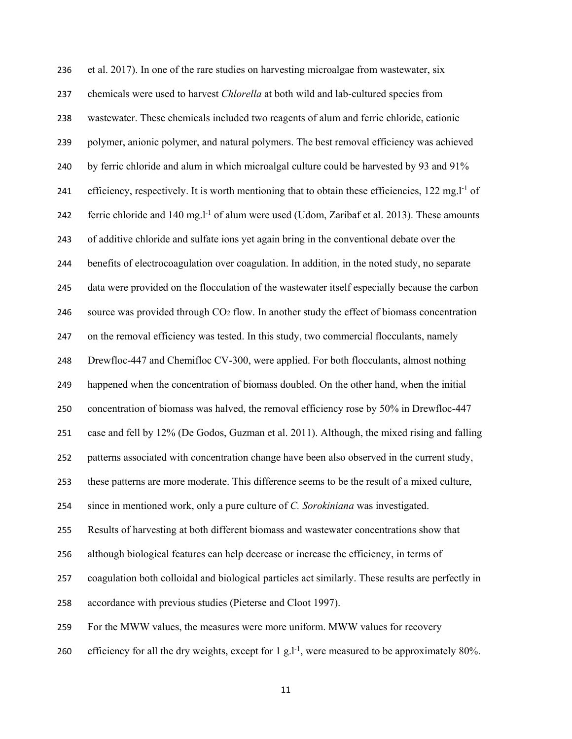et al. 2017). In one of the rare studies on harvesting microalgae from wastewater, six chemicals were used to harvest *Chlorella* at both wild and lab-cultured species from wastewater. These chemicals included two reagents of alum and ferric chloride, cationic polymer, anionic polymer, and natural polymers. The best removal efficiency was achieved by ferric chloride and alum in which microalgal culture could be harvested by 93 and 91% efficiency, respectively. It is worth mentioning that to obtain these efficiencies, 122 $mg.l^{-1}$ of ferric chloride and 140 $mg.l^{-1}$ of alum were used (Udom, Zaribaf et al. 2013). These amounts of additive chloride and sulfate ions yet again bring in the conventional debate over the benefits of electrocoagulation over coagulation. In addition, in the noted study, no separate data were provided on the flocculation of the wastewater itself especially because the carbon source was provided through $CO_2$ flow. In another study the effect of biomass concentration on the removal efficiency was tested. In this study, two commercial flocculants, namely Drewfloc-447 and Chemifloc CV-300, were applied. For both flocculants, almost nothing happened when the concentration of biomass doubled. On the other hand, when the initial concentration of biomass was halved, the removal efficiency rose by 50% in Drewfloc-447 case and fell by 12% (De Godos, Guzman et al. 2011). Although, the mixed rising and falling patterns associated with concentration change have been also observed in the current study, these patterns are more moderate. This difference seems to be the result of a mixed culture, since in mentioned work, only a pure culture of *C. Sorokiniana* was investigated.

Results of harvesting at both different biomass and wastewater concentrations show that although biological features can help decrease or increase the efficiency, in terms of coagulation both colloidal and biological particles act similarly. These results are perfectly in accordance with previous studies (Pieterse and Cloot 1997).

For the MWW values, the measures were more uniform. MWW values for recovery efficiency for all the dry weights, except for 1 $g.l^{-1}$, were measured to be approximately 80%.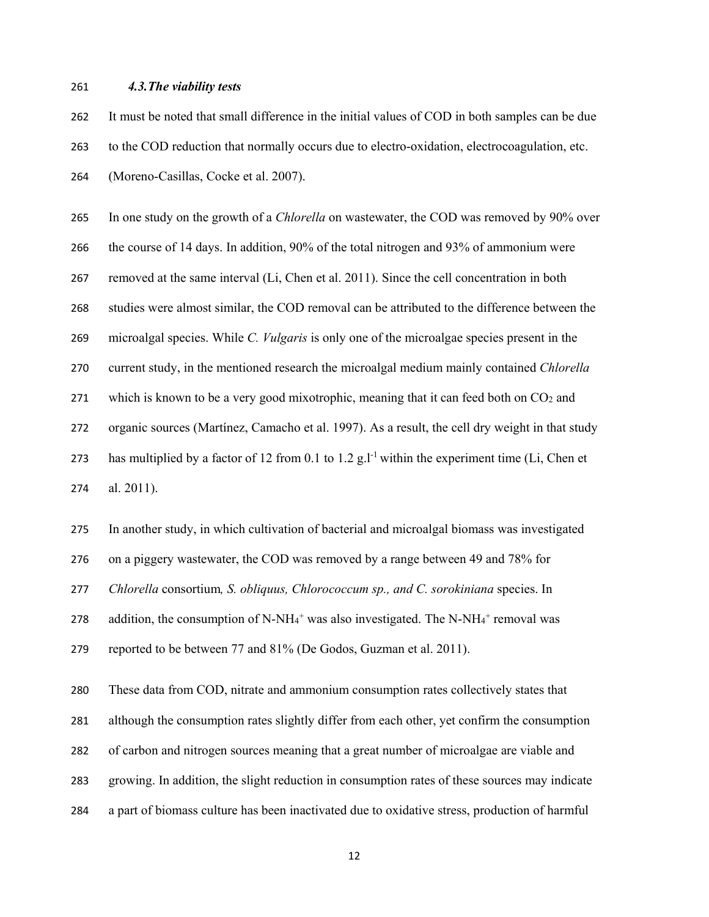### *4.3. The viability tests*

It must be noted that small difference in the initial values of COD in both samples can be due to the COD reduction that normally occurs due to electro-oxidation, electrocoagulation, etc. (Moreno-Casillas, Cocke et al. 2007).

In one study on the growth of a *Chlorella* on wastewater, the COD was removed by 90% over the course of 14 days. In addition, 90% of the total nitrogen and 93% of ammonium were removed at the same interval (Li, Chen et al. 2011). Since the cell concentration in both studies were almost similar, the COD removal can be attributed to the difference between the microalgal species. While *C. Vulgaris* is only one of the microalgae species present in the current study, in the mentioned research the microalgal medium mainly contained *Chlorella* which is known to be a very good mixotrophic, meaning that it can feed both on $CO_2$ and organic sources (Martínez, Camacho et al. 1997). As a result, the cell dry weight in that study has multiplied by a factor of 12 from 0.1 to 1.2 $g.l^{-1}$ within the experiment time (Li, Chen et al. 2011).

In another study, in which cultivation of bacterial and microalgal biomass was investigated on a piggery wastewater, the COD was removed by a range between 49 and 78% for *Chlorella* consortium*, S. obliquus, Chlorococcum sp., and C. sorokiniana* species. In addition, the consumption of N-$NH_4^+$ was also investigated. The N-$NH_4^+$ removal was reported to be between 77 and 81% (De Godos, Guzman et al. 2011).

These data from COD, nitrate and ammonium consumption rates collectively states that although the consumption rates slightly differ from each other, yet confirm the consumption of carbon and nitrogen sources meaning that a great number of microalgae are viable and growing. In addition, the slight reduction in consumption rates of these sources may indicate a part of biomass culture has been inactivated due to oxidative stress, production of harmful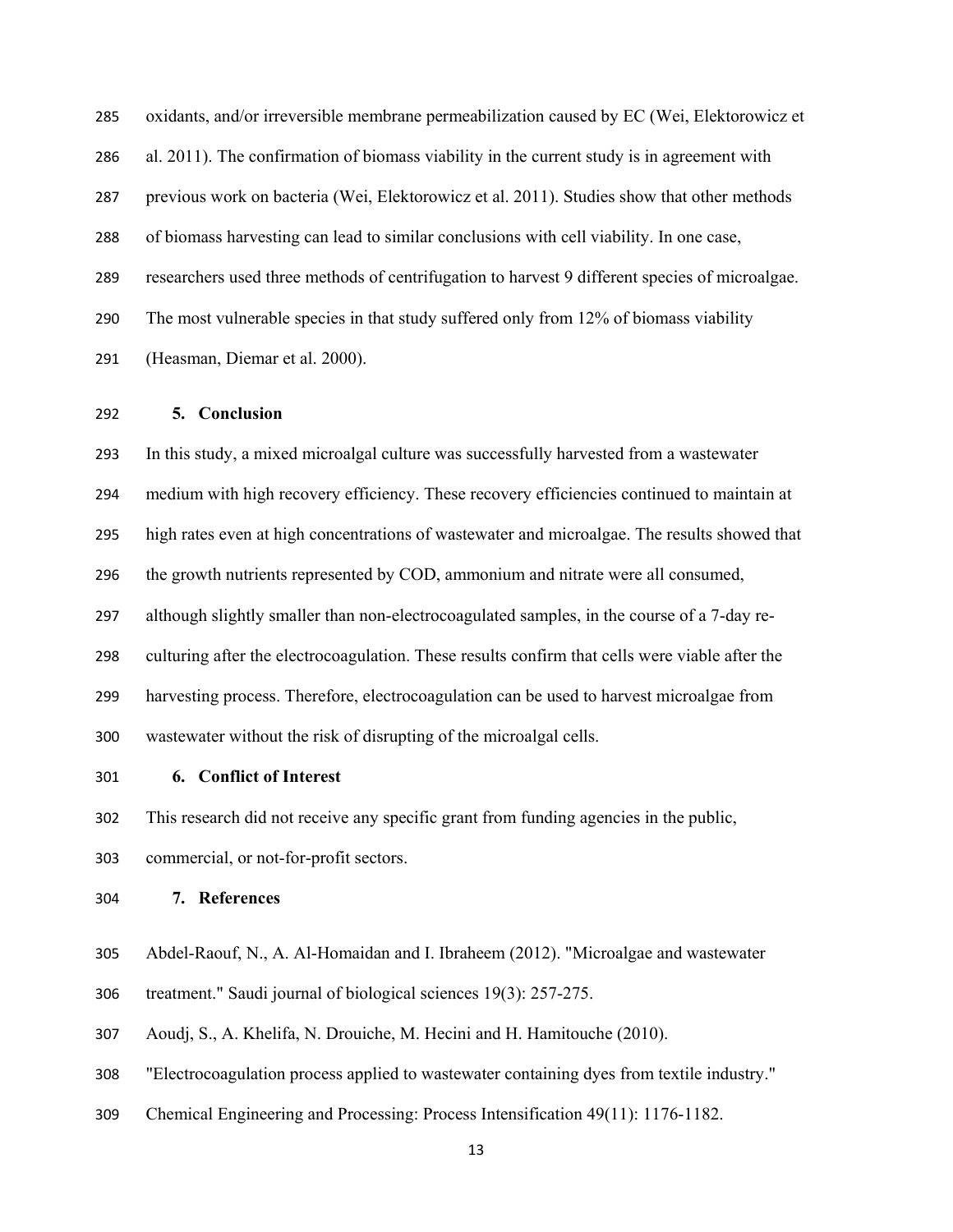oxidants, and/or irreversible membrane permeabilization caused by EC (Wei, Elektorowicz et al. 2011). The confirmation of biomass viability in the current study is in agreement with previous work on bacteria (Wei, Elektorowicz et al. 2011). Studies show that other methods of biomass harvesting can lead to similar conclusions with cell viability. In one case, researchers used three methods of centrifugation to harvest 9 different species of microalgae. The most vulnerable species in that study suffered only from 12% of biomass viability (Heasman, Diemar et al. 2000).

## 5. Conclusion

In this study, a mixed microalgal culture was successfully harvested from a wastewater medium with high recovery efficiency. These recovery efficiencies continued to maintain at high rates even at high concentrations of wastewater and microalgae. The results showed that the growth nutrients represented by COD, ammonium and nitrate were all consumed, although slightly smaller than non-electrocoagulated samples, in the course of a 7-day re-culturing after the electrocoagulation. These results confirm that cells were viable after the harvesting process. Therefore, electrocoagulation can be used to harvest microalgae from wastewater without the risk of disrupting of the microalgal cells.

## 6. Conflict of Interest

This research did not receive any specific grant from funding agencies in the public, commercial, or not-for-profit sectors.

## 7. References

Abdel-Raouf, N., A. Al-Homaidan and I. Ibraheem (2012). "Microalgae and wastewater treatment." Saudi journal of biological sciences 19(3): 257-275.

Aoudj, S., A. Khelifa, N. Drouiche, M. Hecini and H. Hamitouche (2010). "Electrocoagulation process applied to wastewater containing dyes from textile industry." Chemical Engineering and Processing: Process Intensification 49(11): 1176-1182.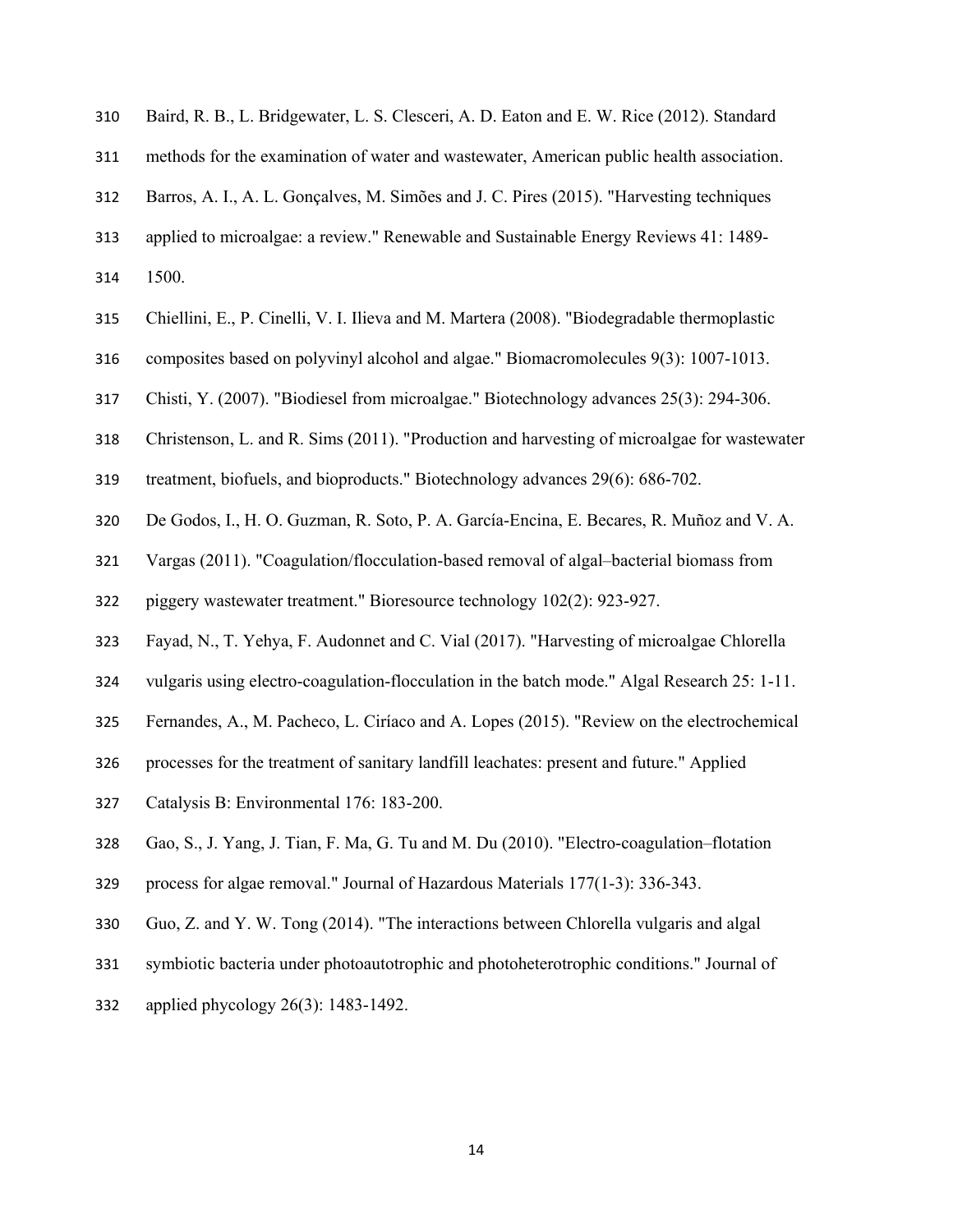Baird, R. B., L. Bridgewater, L. S. Clesceri, A. D. Eaton and E. W. Rice (2012). Standard methods for the examination of water and wastewater, American public health association.

Barros, A. I., A. L. Gonçalves, M. Simões and J. C. Pires (2015). "Harvesting techniques applied to microalgae: a review." Renewable and Sustainable Energy Reviews 41: 1489-1500.

Chiellini, E., P. Cinelli, V. I. Ilieva and M. Martera (2008). "Biodegradable thermoplastic composites based on polyvinyl alcohol and algae." Biomacromolecules 9(3): 1007-1013.

Chisti, Y. (2007). "Biodiesel from microalgae." Biotechnology advances 25(3): 294-306.

Christenson, L. and R. Sims (2011). "Production and harvesting of microalgae for wastewater treatment, biofuels, and bioproducts." Biotechnology advances 29(6): 686-702.

De Godos, I., H. O. Guzman, R. Soto, P. A. García-Encina, E. Becares, R. Muñoz and V. A. Vargas (2011). "Coagulation/flocculation-based removal of algal–bacterial biomass from piggery wastewater treatment." Bioresource technology 102(2): 923-927.

Fayad, N., T. Yehya, F. Audonnet and C. Vial (2017). "Harvesting of microalgae Chlorella vulgaris using electro-coagulation-flocculation in the batch mode." Algal Research 25: 1-11.

Fernandes, A., M. Pacheco, L. Ciríaco and A. Lopes (2015). "Review on the electrochemical processes for the treatment of sanitary landfill leachates: present and future." Applied Catalysis B: Environmental 176: 183-200.

Gao, S., J. Yang, J. Tian, F. Ma, G. Tu and M. Du (2010). "Electro-coagulation–flotation process for algae removal." Journal of Hazardous Materials 177(1-3): 336-343.

Guo, Z. and Y. W. Tong (2014). "The interactions between Chlorella vulgaris and algal symbiotic bacteria under photoautotrophic and photoheterotrophic conditions." Journal of applied phycology 26(3): 1483-1492.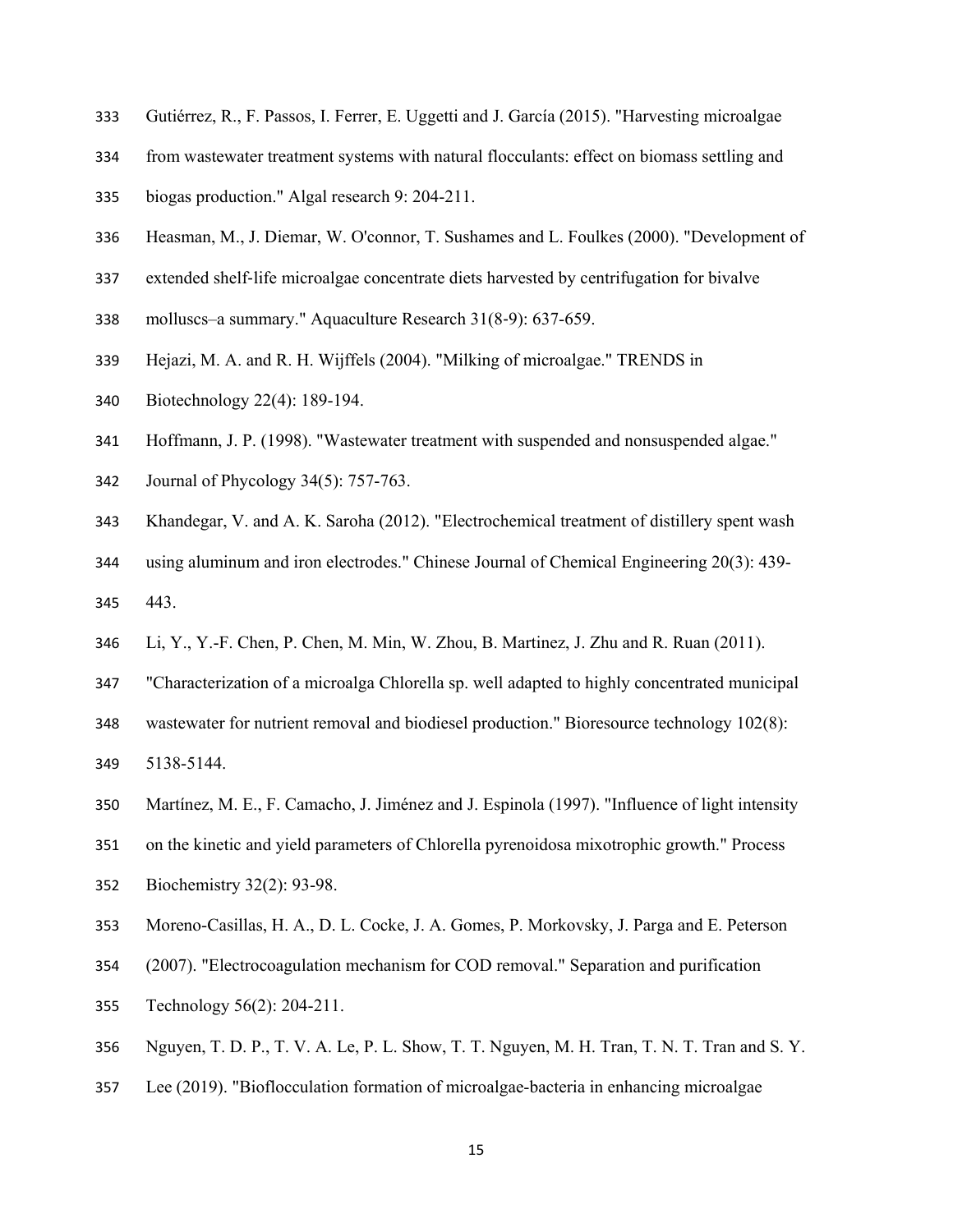Gutiérrez, R., F. Passos, I. Ferrer, E. Uggetti and J. García (2015). "Harvesting microalgae from wastewater treatment systems with natural flocculants: effect on biomass settling and biogas production." Algal research 9: 204-211.

Heasman, M., J. Diemar, W. O'connor, T. Sushames and L. Foulkes (2000). "Development of extended shelf-life microalgae concentrate diets harvested by centrifugation for bivalve molluscs–a summary." Aquaculture Research 31(8-9): 637-659.

Hejazi, M. A. and R. H. Wijffels (2004). "Milking of microalgae." TRENDS in Biotechnology 22(4): 189-194.

Hoffmann, J. P. (1998). "Wastewater treatment with suspended and nonsuspended algae." Journal of Phycology 34(5): 757-763.

Khandegar, V. and A. K. Saroha (2012). "Electrochemical treatment of distillery spent wash using aluminum and iron electrodes." Chinese Journal of Chemical Engineering 20(3): 439-443.

Li, Y., Y.-F. Chen, P. Chen, M. Min, W. Zhou, B. Martinez, J. Zhu and R. Ruan (2011). "Characterization of a microalga Chlorella sp. well adapted to highly concentrated municipal wastewater for nutrient removal and biodiesel production." Bioresource technology 102(8): 5138-5144.

Martínez, M. E., F. Camacho, J. Jiménez and J. Espinola (1997). "Influence of light intensity on the kinetic and yield parameters of Chlorella pyrenoidosa mixotrophic growth." Process Biochemistry 32(2): 93-98.

Moreno-Casillas, H. A., D. L. Cocke, J. A. Gomes, P. Morkovsky, J. Parga and E. Peterson (2007). "Electrocoagulation mechanism for COD removal." Separation and purification Technology 56(2): 204-211.

Nguyen, T. D. P., T. V. A. Le, P. L. Show, T. T. Nguyen, M. H. Tran, T. N. T. Tran and S. Y. Lee (2019). "Bioflocculation formation of microalgae-bacteria in enhancing microalgae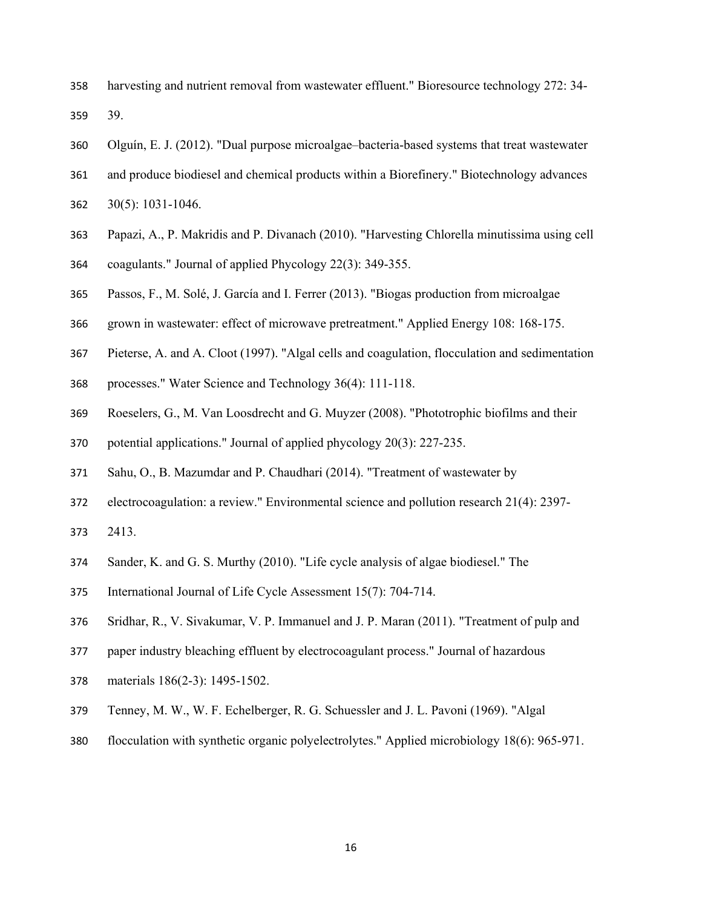harvesting and nutrient removal from wastewater effluent." Bioresource technology 272: 34-39.

Olguín, E. J. (2012). "Dual purpose microalgae–bacteria-based systems that treat wastewater and produce biodiesel and chemical products within a Biorefinery." Biotechnology advances 30(5): 1031-1046.

Papazi, A., P. Makridis and P. Divanach (2010). "Harvesting Chlorella minutissima using cell coagulants." Journal of applied Phycology 22(3): 349-355.

Passos, F., M. Solé, J. García and I. Ferrer (2013). "Biogas production from microalgae grown in wastewater: effect of microwave pretreatment." Applied Energy 108: 168-175.

Pieterse, A. and A. Cloot (1997). "Algal cells and coagulation, flocculation and sedimentation processes." Water Science and Technology 36(4): 111-118.

Roeselers, G., M. Van Loosdrecht and G. Muyzer (2008). "Phototrophic biofilms and their potential applications." Journal of applied phycology 20(3): 227-235.

Sahu, O., B. Mazumdar and P. Chaudhari (2014). "Treatment of wastewater by electrocoagulation: a review." Environmental science and pollution research 21(4): 2397-2413.

Sander, K. and G. S. Murthy (2010). "Life cycle analysis of algae biodiesel." The International Journal of Life Cycle Assessment 15(7): 704-714.

Sridhar, R., V. Sivakumar, V. P. Immanuel and J. P. Maran (2011). "Treatment of pulp and paper industry bleaching effluent by electrocoagulant process." Journal of hazardous materials 186(2-3): 1495-1502.

Tenney, M. W., W. F. Echelberger, R. G. Schuessler and J. L. Pavoni (1969). "Algal flocculation with synthetic organic polyelectrolytes." Applied microbiology 18(6): 965-971.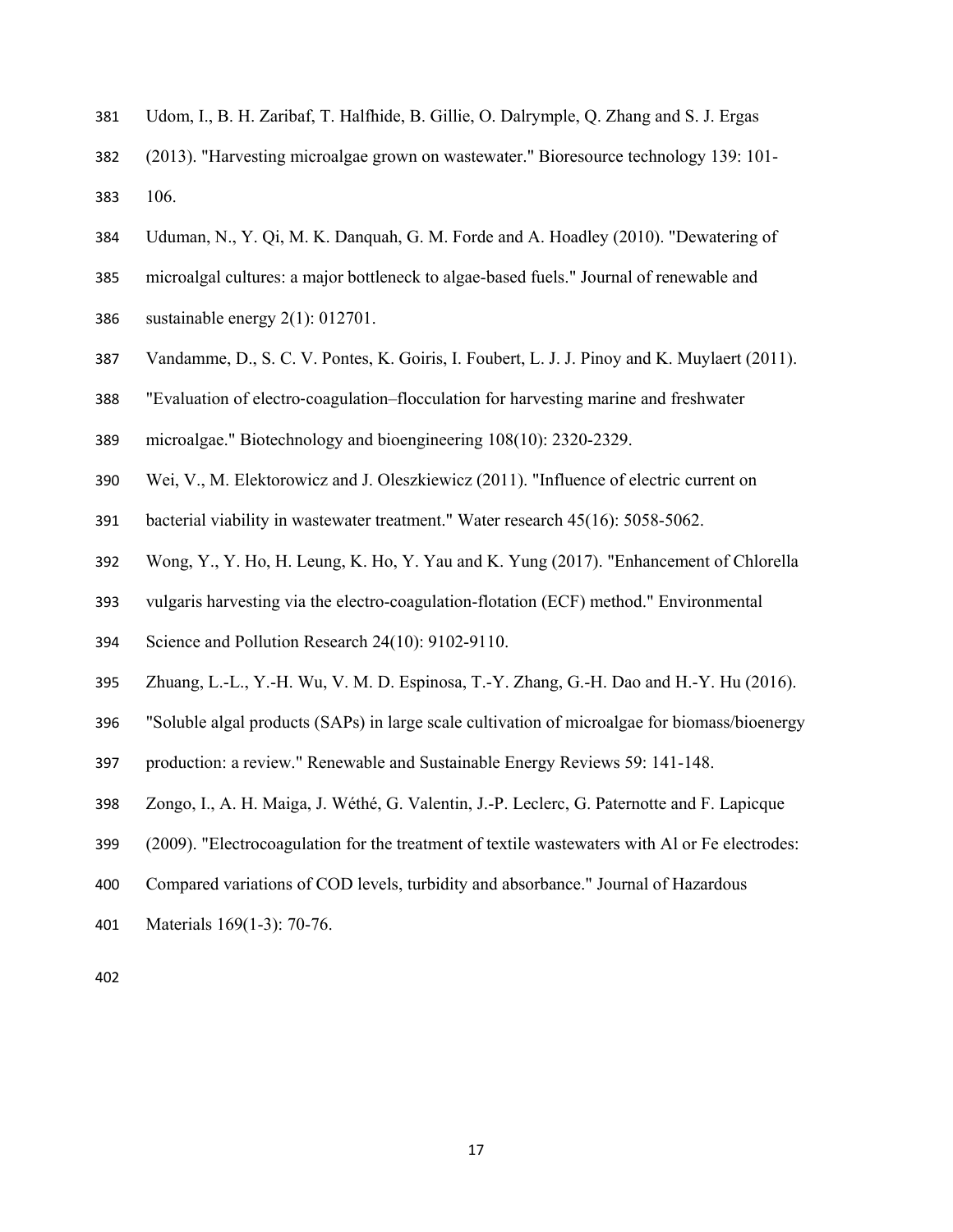Udom, I., B. H. Zaribaf, T. Halfhide, B. Gillie, O. Dalrymple, Q. Zhang and S. J. Ergas (2013). "Harvesting microalgae grown on wastewater." Bioresource technology 139: 101-106.

Uduman, N., Y. Qi, M. K. Danquah, G. M. Forde and A. Hoadley (2010). "Dewatering of microalgal cultures: a major bottleneck to algae-based fuels." Journal of renewable and sustainable energy 2(1): 012701.

Vandamme, D., S. C. V. Pontes, K. Goiris, I. Foubert, L. J. J. Pinoy and K. Muylaert (2011). "Evaluation of electro-coagulation–flocculation for harvesting marine and freshwater microalgae." Biotechnology and bioengineering 108(10): 2320-2329.

Wei, V., M. Elektorowicz and J. Oleszkiewicz (2011). "Influence of electric current on bacterial viability in wastewater treatment." Water research 45(16): 5058-5062.

Wong, Y., Y. Ho, H. Leung, K. Ho, Y. Yau and K. Yung (2017). "Enhancement of Chlorella vulgaris harvesting via the electro-coagulation-flotation (ECF) method." Environmental Science and Pollution Research 24(10): 9102-9110.

Zhuang, L.-L., Y.-H. Wu, V. M. D. Espinosa, T.-Y. Zhang, G.-H. Dao and H.-Y. Hu (2016). "Soluble algal products (SAPs) in large scale cultivation of microalgae for biomass/bioenergy production: a review." Renewable and Sustainable Energy Reviews 59: 141-148.

Zongo, I., A. H. Maiga, J. Wéthé, G. Valentin, J.-P. Leclerc, G. Paternotte and F. Lapicque (2009). "Electrocoagulation for the treatment of textile wastewaters with Al or Fe electrodes: Compared variations of COD levels, turbidity and absorbance." Journal of Hazardous Materials 169(1-3): 70-76.